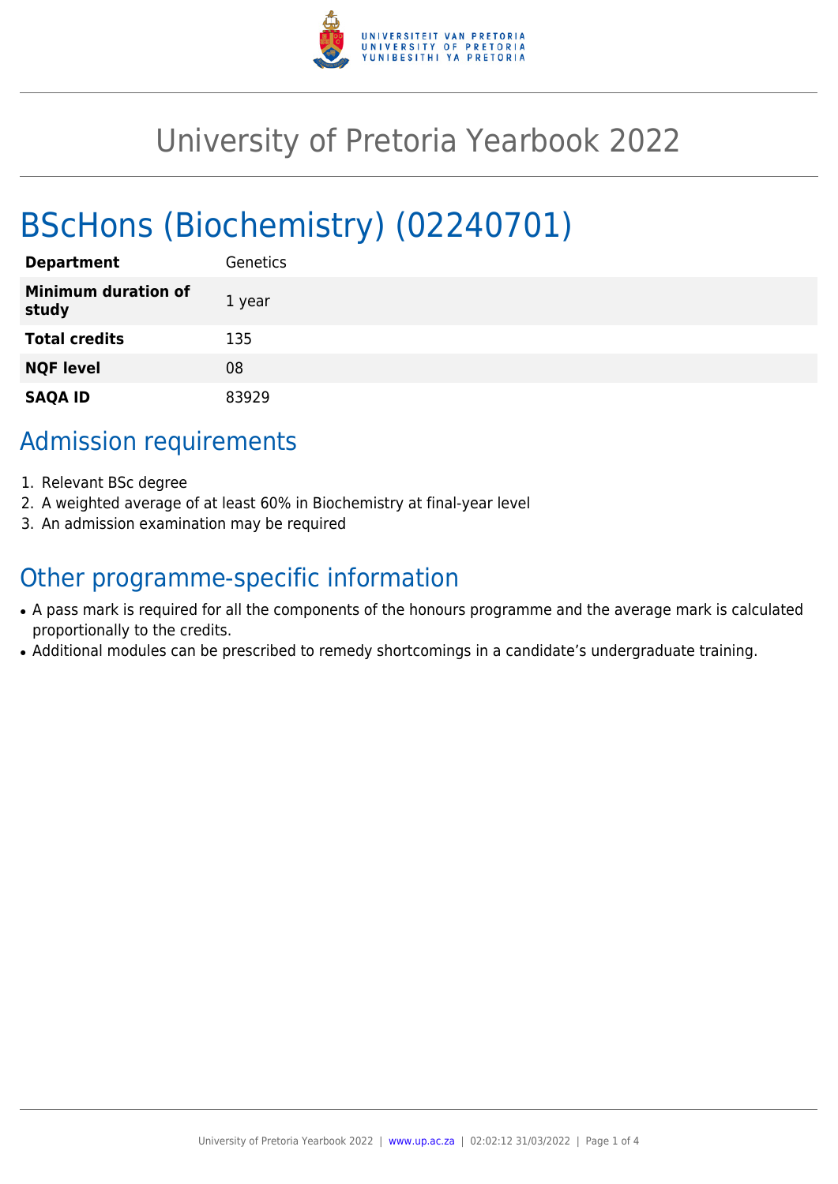# University of Pretoria Yearbook 2022

## BScHons (Biochemistry) (02240701)

| | |
|---|---|
| **Department** | Genetics |
| **Minimum duration of study** | 1 year |
| **Total credits** | 135 |
| **NQF level** | 08 |
| **SAQA ID** | 83929 |

## Admission requirements

1. Relevant BSc degree
2. A weighted average of at least 60% in Biochemistry at final-year level
3. An admission examination may be required

## Other programme-specific information

- A pass mark is required for all the components of the honours programme and the average mark is calculated proportionally to the credits.
- Additional modules can be prescribed to remedy shortcomings in a candidate's undergraduate training.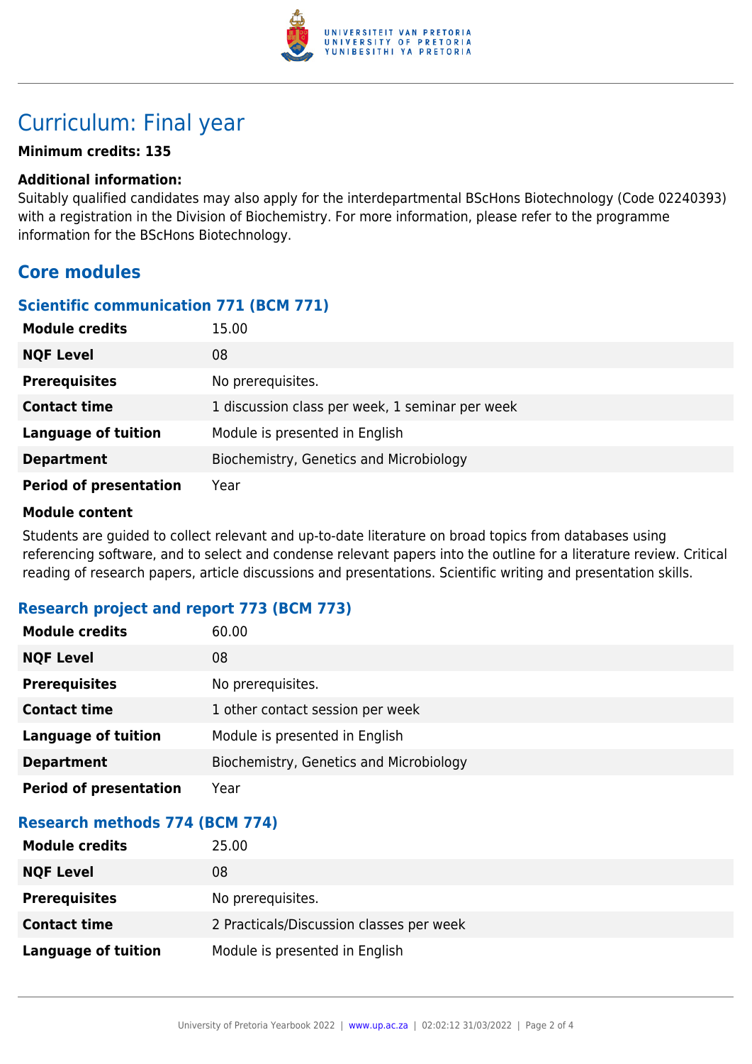# Curriculum: Final year

**Minimum credits: 135**

**Additional information:**
Suitably qualified candidates may also apply for the interdepartmental BScHons Biotechnology (Code 02240393) with a registration in the Division of Biochemistry. For more information, please refer to the programme information for the BScHons Biotechnology.

## Core modules

### Scientific communication 771 (BCM 771)

| | |
|---|---|
| **Module credits** | 15.00 |
| **NQF Level** | 08 |
| **Prerequisites** | No prerequisites. |
| **Contact time** | 1 discussion class per week, 1 seminar per week |
| **Language of tuition** | Module is presented in English |
| **Department** | Biochemistry, Genetics and Microbiology |
| **Period of presentation** | Year |

**Module content**

Students are guided to collect relevant and up-to-date literature on broad topics from databases using referencing software, and to select and condense relevant papers into the outline for a literature review. Critical reading of research papers, article discussions and presentations. Scientific writing and presentation skills.

### Research project and report 773 (BCM 773)

| | |
|---|---|
| **Module credits** | 60.00 |
| **NQF Level** | 08 |
| **Prerequisites** | No prerequisites. |
| **Contact time** | 1 other contact session per week |
| **Language of tuition** | Module is presented in English |
| **Department** | Biochemistry, Genetics and Microbiology |
| **Period of presentation** | Year |

### Research methods 774 (BCM 774)

| | |
|---|---|
| **Module credits** | 25.00 |
| **NQF Level** | 08 |
| **Prerequisites** | No prerequisites. |
| **Contact time** | 2 Practicals/Discussion classes per week |
| **Language of tuition** | Module is presented in English |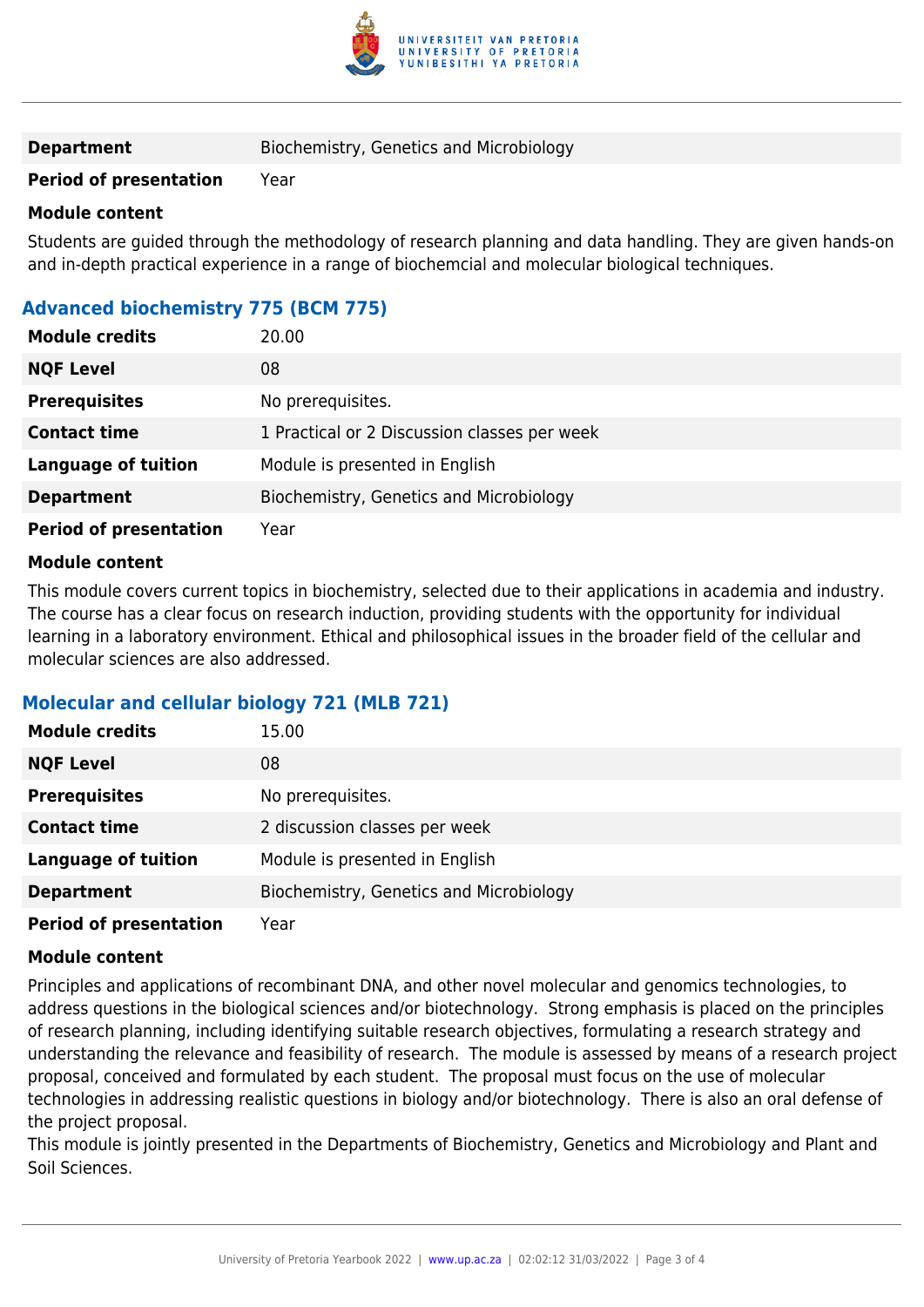| | |
|---|---|
| **Department** | Biochemistry, Genetics and Microbiology |
| **Period of presentation** | Year |

**Module content**

Students are guided through the methodology of research planning and data handling. They are given hands-on and in-depth practical experience in a range of biochemcial and molecular biological techniques.

### Advanced biochemistry 775 (BCM 775)

| | |
|---|---|
| **Module credits** | 20.00 |
| **NQF Level** | 08 |
| **Prerequisites** | No prerequisites. |
| **Contact time** | 1 Practical or 2 Discussion classes per week |
| **Language of tuition** | Module is presented in English |
| **Department** | Biochemistry, Genetics and Microbiology |
| **Period of presentation** | Year |

**Module content**

This module covers current topics in biochemistry, selected due to their applications in academia and industry. The course has a clear focus on research induction, providing students with the opportunity for individual learning in a laboratory environment. Ethical and philosophical issues in the broader field of the cellular and molecular sciences are also addressed.

### Molecular and cellular biology 721 (MLB 721)

| | |
|---|---|
| **Module credits** | 15.00 |
| **NQF Level** | 08 |
| **Prerequisites** | No prerequisites. |
| **Contact time** | 2 discussion classes per week |
| **Language of tuition** | Module is presented in English |
| **Department** | Biochemistry, Genetics and Microbiology |
| **Period of presentation** | Year |

**Module content**

Principles and applications of recombinant DNA, and other novel molecular and genomics technologies, to address questions in the biological sciences and/or biotechnology. Strong emphasis is placed on the principles of research planning, including identifying suitable research objectives, formulating a research strategy and understanding the relevance and feasibility of research. The module is assessed by means of a research project proposal, conceived and formulated by each student. The proposal must focus on the use of molecular technologies in addressing realistic questions in biology and/or biotechnology. There is also an oral defense of the project proposal.

This module is jointly presented in the Departments of Biochemistry, Genetics and Microbiology and Plant and Soil Sciences.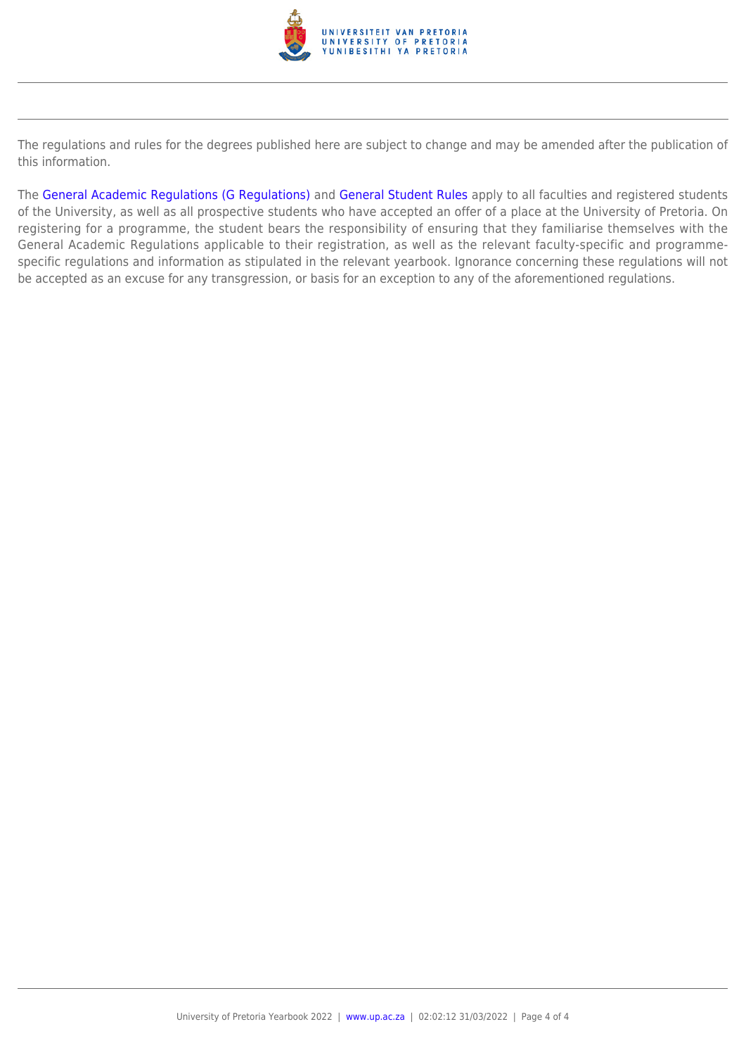The regulations and rules for the degrees published here are subject to change and may be amended after the publication of this information.

The General Academic Regulations (G Regulations) and General Student Rules apply to all faculties and registered students of the University, as well as all prospective students who have accepted an offer of a place at the University of Pretoria. On registering for a programme, the student bears the responsibility of ensuring that they familiarise themselves with the General Academic Regulations applicable to their registration, as well as the relevant faculty-specific and programme-specific regulations and information as stipulated in the relevant yearbook. Ignorance concerning these regulations will not be accepted as an excuse for any transgression, or basis for an exception to any of the aforementioned regulations.